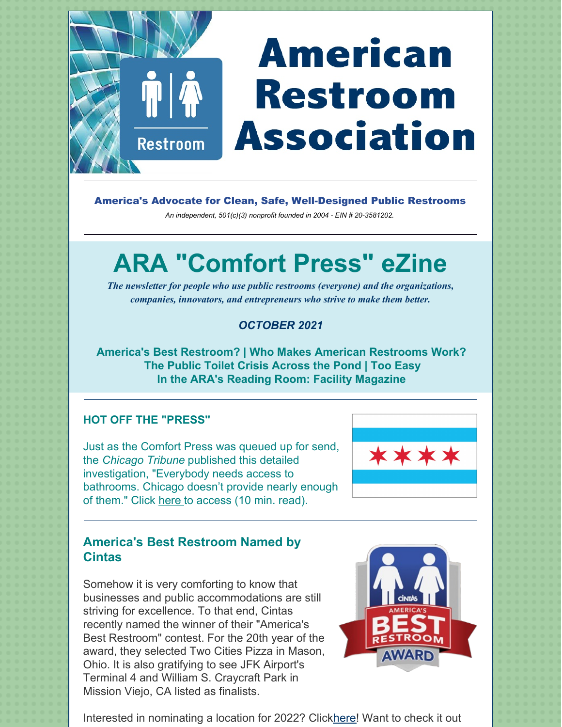# American Restroom Association

**America's Advocate for Clean, Safe, Well-Designed Public Restrooms**

*An independent, 501(c)(3) nonprofit founded in 2004 - EIN # 20-3581202.*

# ARA "Comfort Press" eZine

*The newsletter for people who use public restrooms (everyone) and the organizations, companies, innovators, and entrepreneurs who strive to make them better.*

*OCTOBER 2021*

**America's Best Restroom? | Who Makes American Restrooms Work?**
**The Public Toilet Crisis Across the Pond | Too Easy**
**In the ARA's Reading Room: Facility Magazine**

### HOT OFF THE "PRESS"

Just as the Comfort Press was queued up for send, the *Chicago Tribune* published this detailed investigation, "Everybody needs access to bathrooms. Chicago doesn't provide nearly enough of them." Click here to access (10 min. read).

### America's Best Restroom Named by Cintas

Somehow it is very comforting to know that businesses and public accommodations are still striving for excellence. To that end, Cintas recently named the winner of their "America's Best Restroom" contest. For the 20th year of the award, they selected Two Cities Pizza in Mason, Ohio. It is also gratifying to see JFK Airport's Terminal 4 and William S. Craycraft Park in Mission Viejo, CA listed as finalists.

Interested in nominating a location for 2022? Clickhere! Want to check it out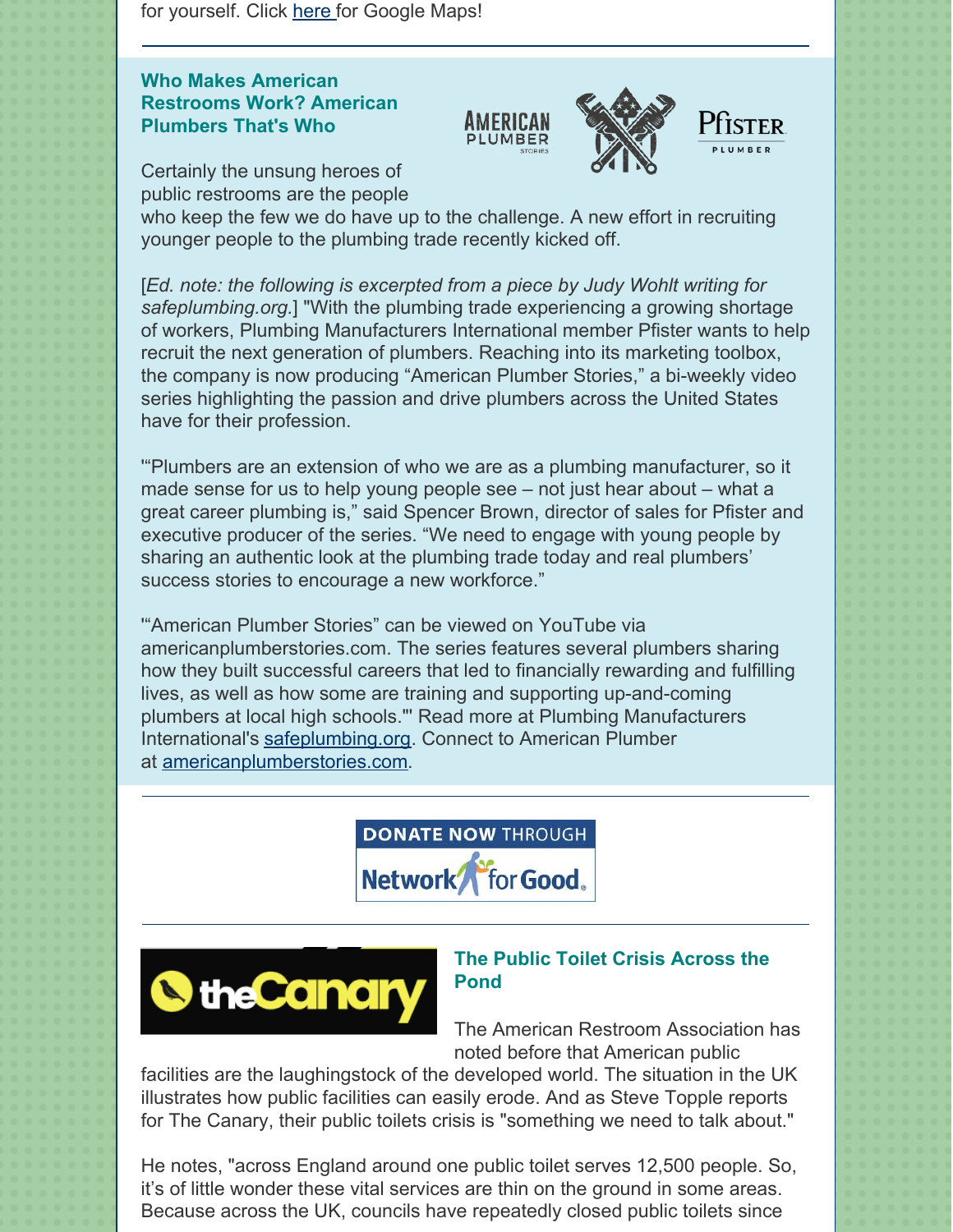for yourself. Click here for Google Maps!

---

### Who Makes American Restrooms Work? American Plumbers That's Who

Certainly the unsung heroes of public restrooms are the people who keep the few we do have up to the challenge. A new effort in recruiting younger people to the plumbing trade recently kicked off.

[*Ed. note: the following is excerpted from a piece by Judy Wohlt writing for safeplumbing.org.*] "With the plumbing trade experiencing a growing shortage of workers, Plumbing Manufacturers International member Pfister wants to help recruit the next generation of plumbers. Reaching into its marketing toolbox, the company is now producing "American Plumber Stories," a bi-weekly video series highlighting the passion and drive plumbers across the United States have for their profession.

"“Plumbers are an extension of who we are as a plumbing manufacturer, so it made sense for us to help young people see – not just hear about – what a great career plumbing is," said Spencer Brown, director of sales for Pfister and executive producer of the series. "We need to engage with young people by sharing an authentic look at the plumbing trade today and real plumbers' success stories to encourage a new workforce."

"“American Plumber Stories" can be viewed on YouTube via americanplumberstories.com. The series features several plumbers sharing how they built successful careers that led to financially rewarding and fulfilling lives, as well as how some are training and supporting up-and-coming plumbers at local high schools."' Read more at Plumbing Manufacturers International's safeplumbing.org. Connect to American Plumber at americanplumberstories.com.

---

DONATE NOW THROUGH Network for Good

---

### The Public Toilet Crisis Across the Pond

The American Restroom Association has noted before that American public facilities are the laughingstock of the developed world. The situation in the UK illustrates how public facilities can easily erode. And as Steve Topple reports for The Canary, their public toilets crisis is "something we need to talk about."

He notes, "across England around one public toilet serves 12,500 people. So, it's of little wonder these vital services are thin on the ground in some areas. Because across the UK, councils have repeatedly closed public toilets since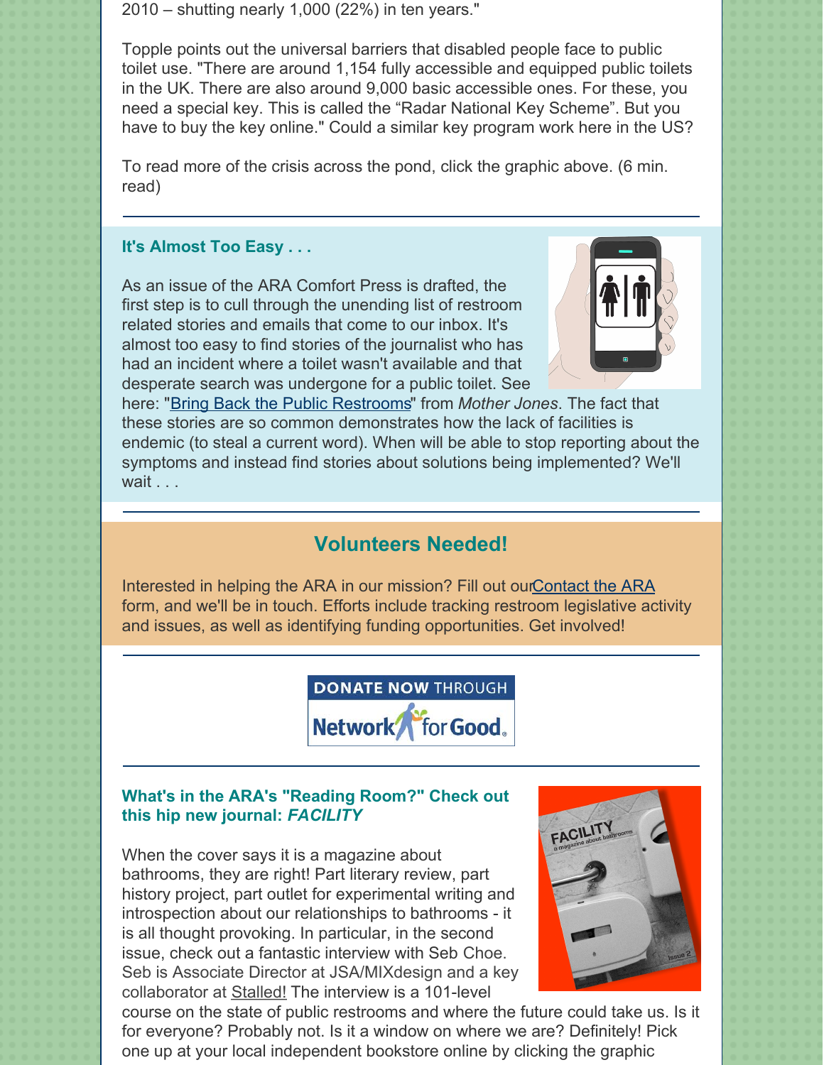2010 – shutting nearly 1,000 (22%) in ten years."

Topple points out the universal barriers that disabled people face to public toilet use. "There are around 1,154 fully accessible and equipped public toilets in the UK. There are also around 9,000 basic accessible ones. For these, you need a special key. This is called the "Radar National Key Scheme". But you have to buy the key online." Could a similar key program work here in the US?

To read more of the crisis across the pond, click the graphic above. (6 min. read)

---

### It's Almost Too Easy . . .

As an issue of the ARA Comfort Press is drafted, the first step is to cull through the unending list of restroom related stories and emails that come to our inbox. It's almost too easy to find stories of the journalist who has had an incident where a toilet wasn't available and that desperate search was undergone for a public toilet. See here: "Bring Back the Public Restrooms" from *Mother Jones*. The fact that these stories are so common demonstrates how the lack of facilities is endemic (to steal a current word). When will be able to stop reporting about the symptoms and instead find stories about solutions being implemented? We'll wait . . .

---

## Volunteers Needed!

Interested in helping the ARA in our mission? Fill out ourContact the ARA form, and we'll be in touch. Efforts include tracking restroom legislative activity and issues, as well as identifying funding opportunities. Get involved!

---

DONATE NOW THROUGH Network for Good.

---

### What's in the ARA's "Reading Room?" Check out this hip new journal: *FACILITY*

When the cover says it is a magazine about bathrooms, they are right! Part literary review, part history project, part outlet for experimental writing and introspection about our relationships to bathrooms - it is all thought provoking. In particular, in the second issue, check out a fantastic interview with Seb Choe. Seb is Associate Director at JSA/MIXdesign and a key collaborator at Stalled! The interview is a 101-level course on the state of public restrooms and where the future could take us. Is it for everyone? Probably not. Is it a window on where we are? Definitely! Pick one up at your local independent bookstore online by clicking the graphic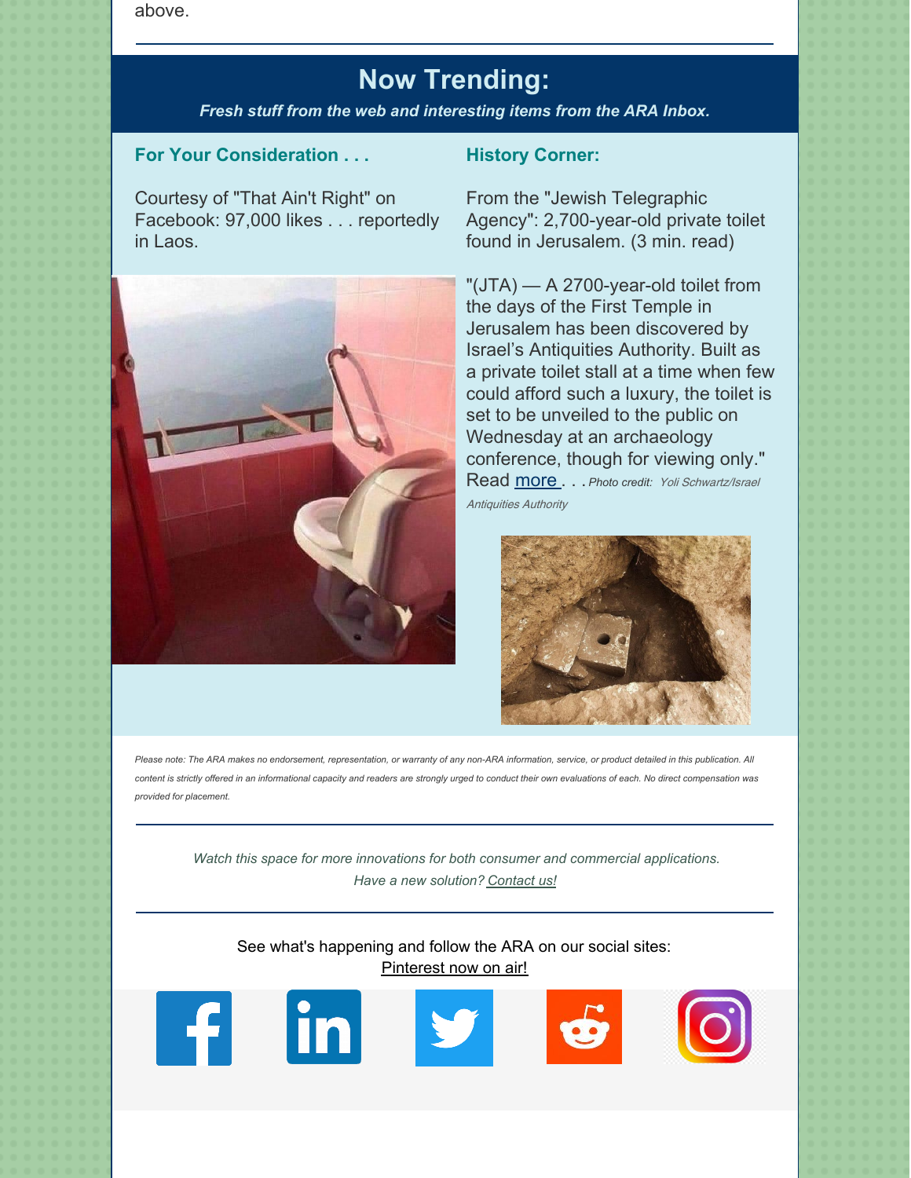above.

---

## Now Trending:

***Fresh stuff from the web and interesting items from the ARA Inbox.***

### For Your Consideration . . .

Courtesy of "That Ain't Right" on Facebook: 97,000 likes . . . reportedly in Laos.

### History Corner:

From the "Jewish Telegraphic Agency": 2,700-year-old private toilet found in Jerusalem. (3 min. read)

"(JTA) — A 2700-year-old toilet from the days of the First Temple in Jerusalem has been discovered by Israel's Antiquities Authority. Built as a private toilet stall at a time when few could afford such a luxury, the toilet is set to be unveiled to the public on Wednesday at an archaeology conference, though for viewing only." Read more . . . *Photo credit: Yoli Schwartz/Israel Antiquities Authority*

*Please note: The ARA makes no endorsement, representation, or warranty of any non-ARA information, service, or product detailed in this publication. All content is strictly offered in an informational capacity and readers are strongly urged to conduct their own evaluations of each. No direct compensation was provided for placement.*

---

*Watch this space for more innovations for both consumer and commercial applications.*
*Have a new solution? Contact us!*

---

See what's happening and follow the ARA on our social sites:
Pinterest now on air!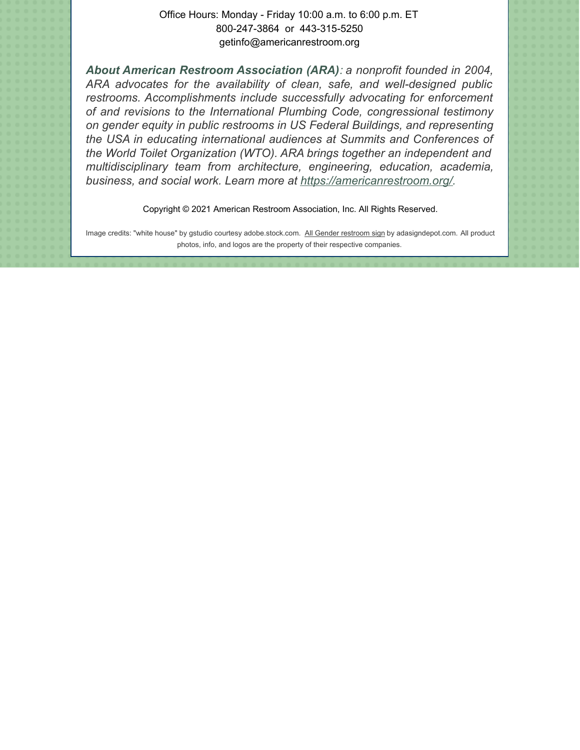Office Hours: Monday - Friday 10:00 a.m. to 6:00 p.m. ET
800-247-3864 or 443-315-5250
getinfo@americanrestroom.org

***About American Restroom Association (ARA)****: a nonprofit founded in 2004, ARA advocates for the availability of clean, safe, and well-designed public restrooms. Accomplishments include successfully advocating for enforcement of and revisions to the International Plumbing Code, congressional testimony on gender equity in public restrooms in US Federal Buildings, and representing the USA in educating international audiences at Summits and Conferences of the World Toilet Organization (WTO). ARA brings together an independent and multidisciplinary team from architecture, engineering, education, academia, business, and social work. Learn more at https://americanrestroom.org/.*

Copyright © 2021 American Restroom Association, Inc. All Rights Reserved.

Image credits: "white house" by gstudio courtesy adobe.stock.com. All Gender restroom sign by adasigndepot.com. All product photos, info, and logos are the property of their respective companies.